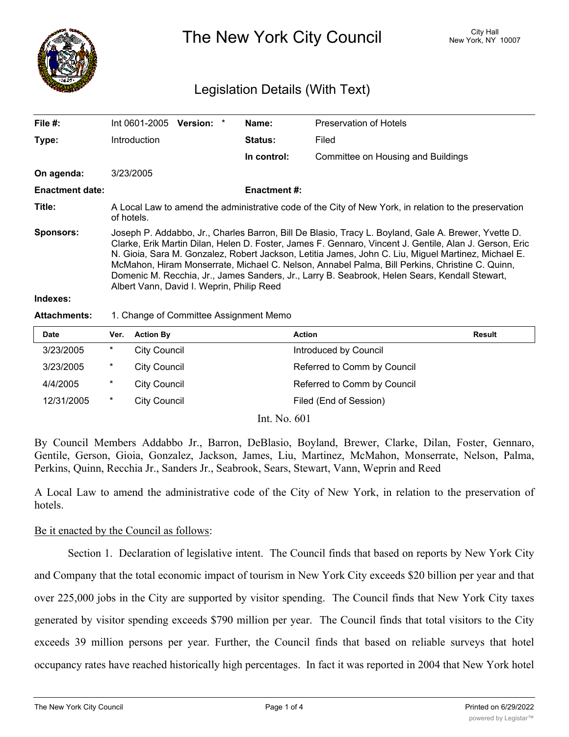# The New York City Council

City Hall
New York, NY 10007

## Legislation Details (With Text)

| | | | | |
|---|---|---|---|---|
| **File #:** | Int 0601-2005 **Version:** * | | **Name:** | Preservation of Hotels |
| **Type:** | Introduction | | **Status:** | Filed |
| | | | **In control:** | Committee on Housing and Buildings |
| **On agenda:** | 3/23/2005 | | | |
| **Enactment date:** | | | **Enactment #:** | |

**Title:** A Local Law to amend the administrative code of the City of New York, in relation to the preservation of hotels.

**Sponsors:** Joseph P. Addabbo, Jr., Charles Barron, Bill De Blasio, Tracy L. Boyland, Gale A. Brewer, Yvette D. Clarke, Erik Martin Dilan, Helen D. Foster, James F. Gennaro, Vincent J. Gentile, Alan J. Gerson, Eric N. Gioia, Sara M. Gonzalez, Robert Jackson, Letitia James, John C. Liu, Miguel Martinez, Michael E. McMahon, Hiram Monserrate, Michael C. Nelson, Annabel Palma, Bill Perkins, Christine C. Quinn, Domenic M. Recchia, Jr., James Sanders, Jr., Larry B. Seabrook, Helen Sears, Kendall Stewart, Albert Vann, David I. Weprin, Philip Reed

**Indexes:**

**Attachments:** 1. Change of Committee Assignment Memo

| Date | Ver. | Action By | Action | Result |
|---|---|---|---|---|
| 3/23/2005 | * | City Council | Introduced by Council | |
| 3/23/2005 | * | City Council | Referred to Comm by Council | |
| 4/4/2005 | * | City Council | Referred to Comm by Council | |
| 12/31/2005 | * | City Council | Filed (End of Session) | |

Int. No. 601

By Council Members Addabbo Jr., Barron, DeBlasio, Boyland, Brewer, Clarke, Dilan, Foster, Gennaro, Gentile, Gerson, Gioia, Gonzalez, Jackson, James, Liu, Martinez, McMahon, Monserrate, Nelson, Palma, Perkins, Quinn, Recchia Jr., Sanders Jr., Seabrook, Sears, Stewart, Vann, Weprin and Reed

A Local Law to amend the administrative code of the City of New York, in relation to the preservation of hotels.

Be it enacted by the Council as follows:

Section 1. Declaration of legislative intent. The Council finds that based on reports by New York City and Company that the total economic impact of tourism in New York City exceeds $20 billion per year and that over 225,000 jobs in the City are supported by visitor spending. The Council finds that New York City taxes generated by visitor spending exceeds $790 million per year. The Council finds that total visitors to the City exceeds 39 million persons per year. Further, the Council finds that based on reliable surveys that hotel occupancy rates have reached historically high percentages. In fact it was reported in 2004 that New York hotel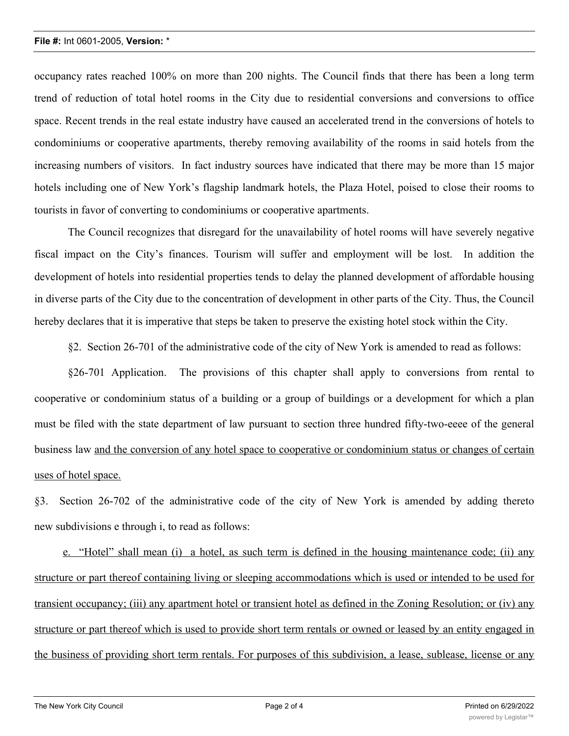occupancy rates reached 100% on more than 200 nights. The Council finds that there has been a long term trend of reduction of total hotel rooms in the City due to residential conversions and conversions to office space. Recent trends in the real estate industry have caused an accelerated trend in the conversions of hotels to condominiums or cooperative apartments, thereby removing availability of the rooms in said hotels from the increasing numbers of visitors. In fact industry sources have indicated that there may be more than 15 major hotels including one of New York's flagship landmark hotels, the Plaza Hotel, poised to close their rooms to tourists in favor of converting to condominiums or cooperative apartments.

The Council recognizes that disregard for the unavailability of hotel rooms will have severely negative fiscal impact on the City's finances. Tourism will suffer and employment will be lost. In addition the development of hotels into residential properties tends to delay the planned development of affordable housing in diverse parts of the City due to the concentration of development in other parts of the City. Thus, the Council hereby declares that it is imperative that steps be taken to preserve the existing hotel stock within the City.

§2. Section 26-701 of the administrative code of the city of New York is amended to read as follows:

§26-701 Application. The provisions of this chapter shall apply to conversions from rental to cooperative or condominium status of a building or a group of buildings or a development for which a plan must be filed with the state department of law pursuant to section three hundred fifty-two-eeee of the general business law <u>and the conversion of any hotel space to cooperative or condominium status or changes of certain uses of hotel space.</u>

§3. Section 26-702 of the administrative code of the city of New York is amended by adding thereto new subdivisions e through i, to read as follows:

<u>e. "Hotel" shall mean (i) a hotel, as such term is defined in the housing maintenance code; (ii) any structure or part thereof containing living or sleeping accommodations which is used or intended to be used for transient occupancy; (iii) any apartment hotel or transient hotel as defined in the Zoning Resolution; or (iv) any structure or part thereof which is used to provide short term rentals or owned or leased by an entity engaged in the business of providing short term rentals. For purposes of this subdivision, a lease, sublease, license or any</u>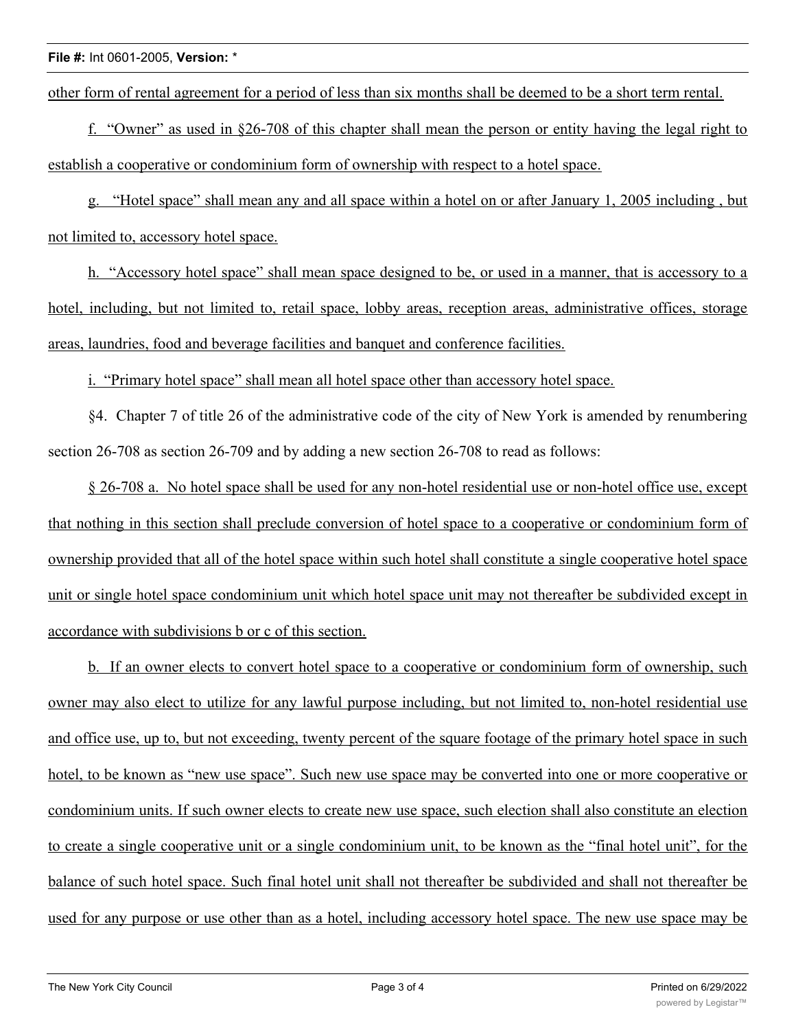other form of rental agreement for a period of less than six months shall be deemed to be a short term rental.

f. "Owner" as used in §26-708 of this chapter shall mean the person or entity having the legal right to establish a cooperative or condominium form of ownership with respect to a hotel space.

g. "Hotel space" shall mean any and all space within a hotel on or after January 1, 2005 including , but not limited to, accessory hotel space.

h. "Accessory hotel space" shall mean space designed to be, or used in a manner, that is accessory to a hotel, including, but not limited to, retail space, lobby areas, reception areas, administrative offices, storage areas, laundries, food and beverage facilities and banquet and conference facilities.

i. "Primary hotel space" shall mean all hotel space other than accessory hotel space.

§4. Chapter 7 of title 26 of the administrative code of the city of New York is amended by renumbering section 26-708 as section 26-709 and by adding a new section 26-708 to read as follows:

§ 26-708 a. No hotel space shall be used for any non-hotel residential use or non-hotel office use, except that nothing in this section shall preclude conversion of hotel space to a cooperative or condominium form of ownership provided that all of the hotel space within such hotel shall constitute a single cooperative hotel space unit or single hotel space condominium unit which hotel space unit may not thereafter be subdivided except in accordance with subdivisions b or c of this section.

b. If an owner elects to convert hotel space to a cooperative or condominium form of ownership, such owner may also elect to utilize for any lawful purpose including, but not limited to, non-hotel residential use and office use, up to, but not exceeding, twenty percent of the square footage of the primary hotel space in such hotel, to be known as "new use space". Such new use space may be converted into one or more cooperative or condominium units. If such owner elects to create new use space, such election shall also constitute an election to create a single cooperative unit or a single condominium unit, to be known as the "final hotel unit", for the balance of such hotel space. Such final hotel unit shall not thereafter be subdivided and shall not thereafter be used for any purpose or use other than as a hotel, including accessory hotel space. The new use space may be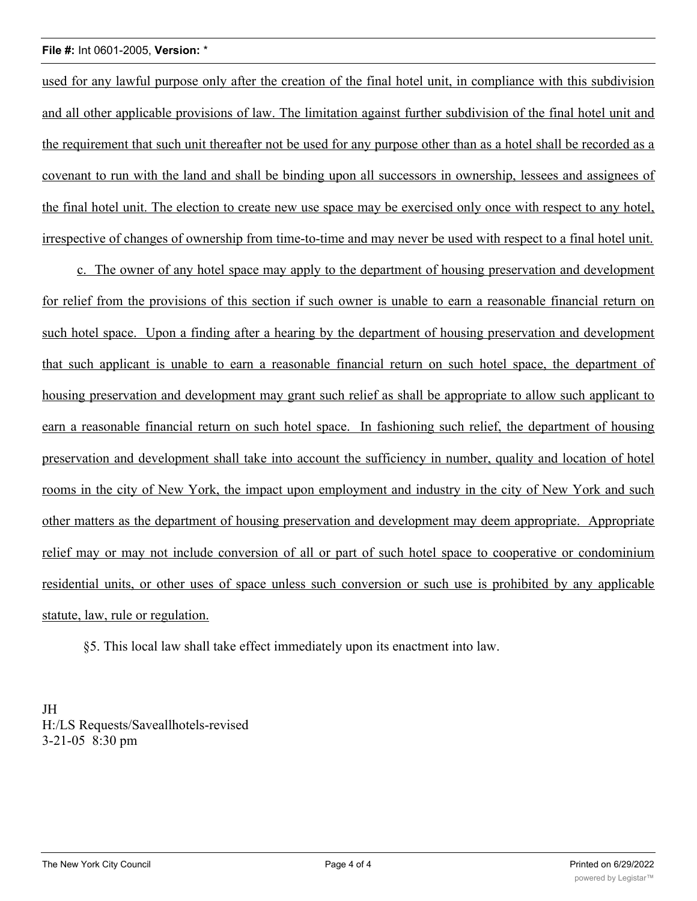used for any lawful purpose only after the creation of the final hotel unit, in compliance with this subdivision and all other applicable provisions of law. The limitation against further subdivision of the final hotel unit and the requirement that such unit thereafter not be used for any purpose other than as a hotel shall be recorded as a covenant to run with the land and shall be binding upon all successors in ownership, lessees and assignees of the final hotel unit. The election to create new use space may be exercised only once with respect to any hotel, irrespective of changes of ownership from time-to-time and may never be used with respect to a final hotel unit.

c. The owner of any hotel space may apply to the department of housing preservation and development for relief from the provisions of this section if such owner is unable to earn a reasonable financial return on such hotel space. Upon a finding after a hearing by the department of housing preservation and development that such applicant is unable to earn a reasonable financial return on such hotel space, the department of housing preservation and development may grant such relief as shall be appropriate to allow such applicant to earn a reasonable financial return on such hotel space. In fashioning such relief, the department of housing preservation and development shall take into account the sufficiency in number, quality and location of hotel rooms in the city of New York, the impact upon employment and industry in the city of New York and such other matters as the department of housing preservation and development may deem appropriate. Appropriate relief may or may not include conversion of all or part of such hotel space to cooperative or condominium residential units, or other uses of space unless such conversion or such use is prohibited by any applicable statute, law, rule or regulation.

§5. This local law shall take effect immediately upon its enactment into law.

JH
H:/LS Requests/Saveallhotels-revised
3-21-05 8:30 pm